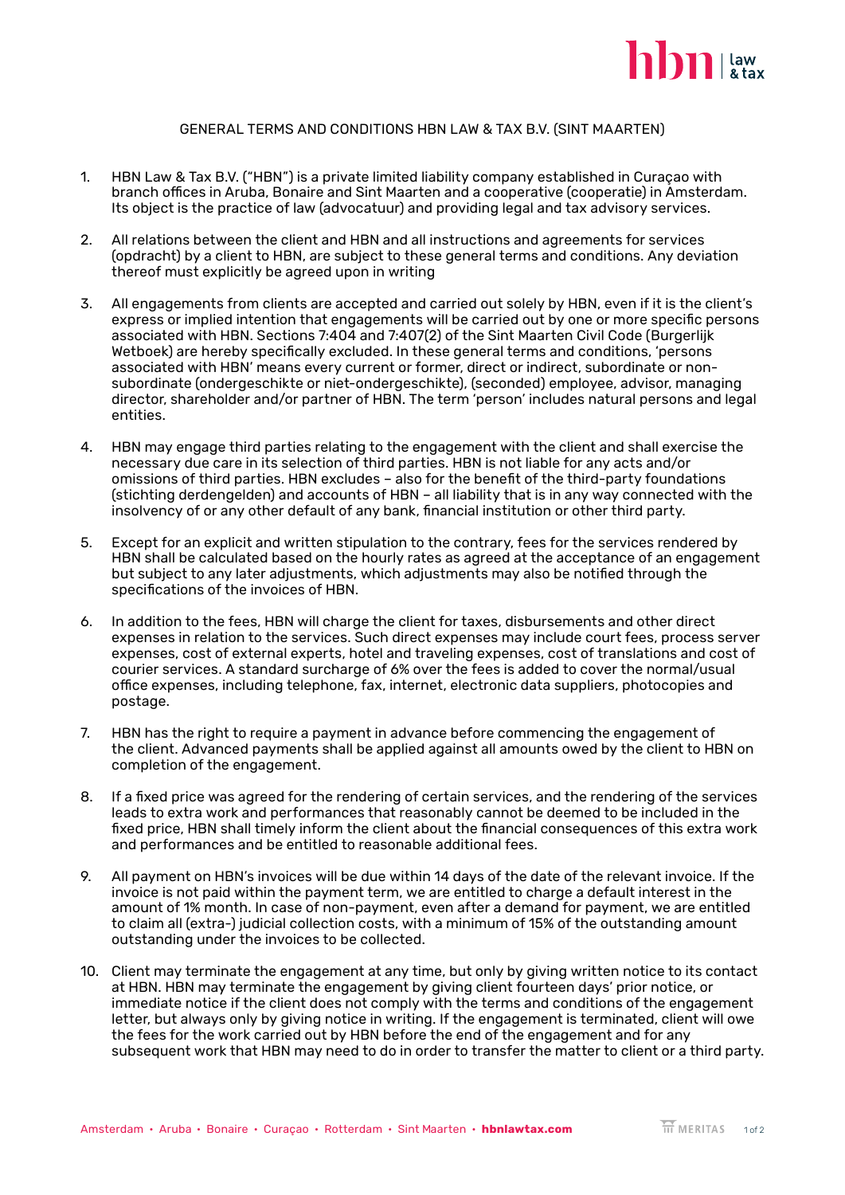GENERAL TERMS AND CONDITIONS HBN LAW & TAX B.V. (SINT MAARTEN)

1. HBN Law & Tax B.V. ("HBN") is a private limited liability company established in Curaçao with branch offices in Aruba, Bonaire and Sint Maarten and a cooperative (cooperatie) in Amsterdam. Its object is the practice of law (advocatuur) and providing legal and tax advisory services.

2. All relations between the client and HBN and all instructions and agreements for services (opdracht) by a client to HBN, are subject to these general terms and conditions. Any deviation thereof must explicitly be agreed upon in writing

3. All engagements from clients are accepted and carried out solely by HBN, even if it is the client's express or implied intention that engagements will be carried out by one or more specific persons associated with HBN. Sections 7:404 and 7:407(2) of the Sint Maarten Civil Code (Burgerlijk Wetboek) are hereby specifically excluded. In these general terms and conditions, 'persons associated with HBN' means every current or former, direct or indirect, subordinate or non-subordinate (ondergeschikte or niet-ondergeschikte), (seconded) employee, advisor, managing director, shareholder and/or partner of HBN. The term 'person' includes natural persons and legal entities.

4. HBN may engage third parties relating to the engagement with the client and shall exercise the necessary due care in its selection of third parties. HBN is not liable for any acts and/or omissions of third parties. HBN excludes – also for the benefit of the third-party foundations (stichting derdengelden) and accounts of HBN – all liability that is in any way connected with the insolvency of or any other default of any bank, financial institution or other third party.

5. Except for an explicit and written stipulation to the contrary, fees for the services rendered by HBN shall be calculated based on the hourly rates as agreed at the acceptance of an engagement but subject to any later adjustments, which adjustments may also be notified through the specifications of the invoices of HBN.

6. In addition to the fees, HBN will charge the client for taxes, disbursements and other direct expenses in relation to the services. Such direct expenses may include court fees, process server expenses, cost of external experts, hotel and traveling expenses, cost of translations and cost of courier services. A standard surcharge of 6% over the fees is added to cover the normal/usual office expenses, including telephone, fax, internet, electronic data suppliers, photocopies and postage.

7. HBN has the right to require a payment in advance before commencing the engagement of the client. Advanced payments shall be applied against all amounts owed by the client to HBN on completion of the engagement.

8. If a fixed price was agreed for the rendering of certain services, and the rendering of the services leads to extra work and performances that reasonably cannot be deemed to be included in the fixed price, HBN shall timely inform the client about the financial consequences of this extra work and performances and be entitled to reasonable additional fees.

9. All payment on HBN's invoices will be due within 14 days of the date of the relevant invoice. If the invoice is not paid within the payment term, we are entitled to charge a default interest in the amount of 1% month. In case of non-payment, even after a demand for payment, we are entitled to claim all (extra-) judicial collection costs, with a minimum of 15% of the outstanding amount outstanding under the invoices to be collected.

10. Client may terminate the engagement at any time, but only by giving written notice to its contact at HBN. HBN may terminate the engagement by giving client fourteen days' prior notice, or immediate notice if the client does not comply with the terms and conditions of the engagement letter, but always only by giving notice in writing. If the engagement is terminated, client will owe the fees for the work carried out by HBN before the end of the engagement and for any subsequent work that HBN may need to do in order to transfer the matter to client or a third party.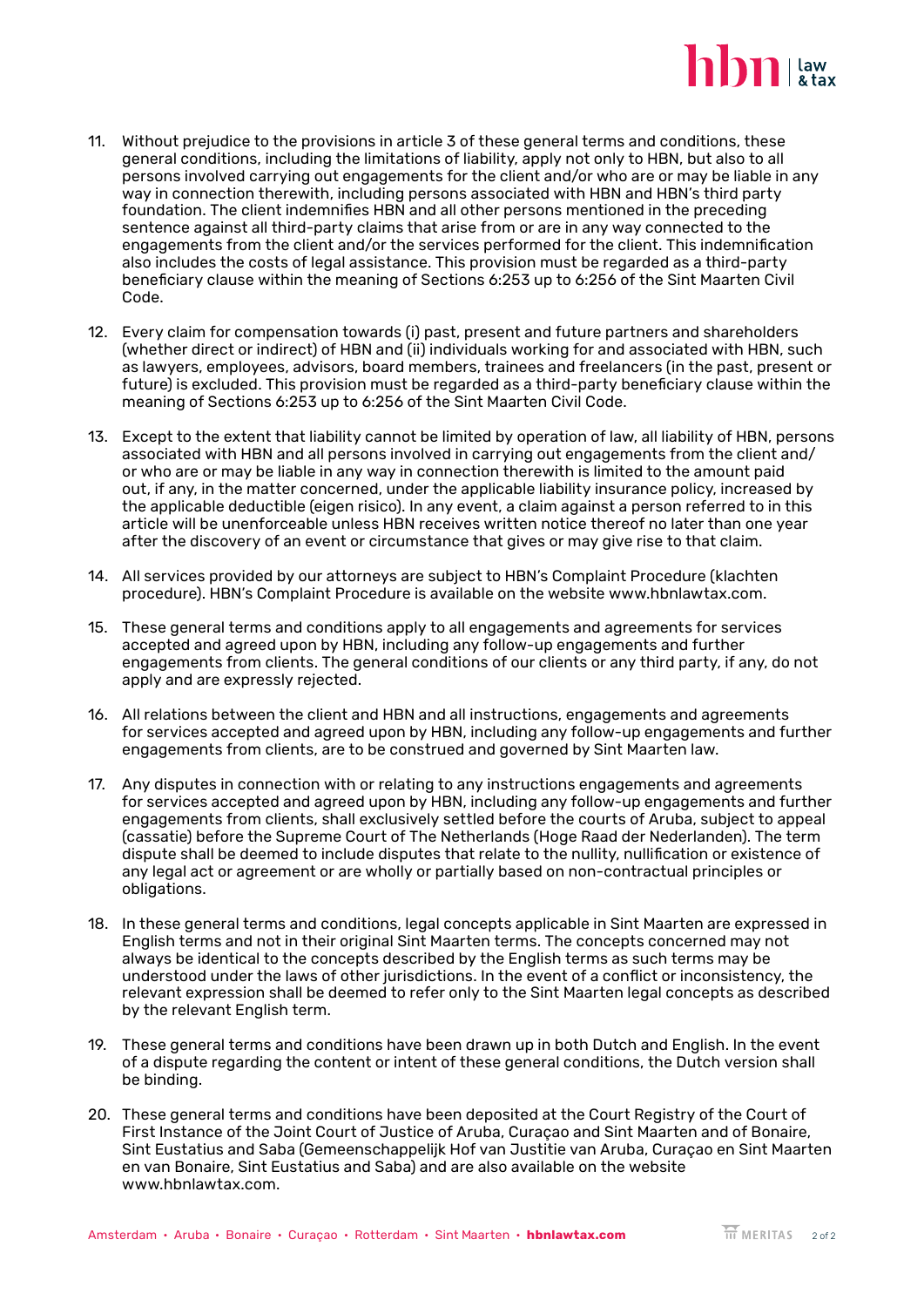11. Without prejudice to the provisions in article 3 of these general terms and conditions, these general conditions, including the limitations of liability, apply not only to HBN, but also to all persons involved carrying out engagements for the client and/or who are or may be liable in any way in connection therewith, including persons associated with HBN and HBN's third party foundation. The client indemnifies HBN and all other persons mentioned in the preceding sentence against all third-party claims that arise from or are in any way connected to the engagements from the client and/or the services performed for the client. This indemnification also includes the costs of legal assistance. This provision must be regarded as a third-party beneficiary clause within the meaning of Sections 6:253 up to 6:256 of the Sint Maarten Civil Code.

12. Every claim for compensation towards (i) past, present and future partners and shareholders (whether direct or indirect) of HBN and (ii) individuals working for and associated with HBN, such as lawyers, employees, advisors, board members, trainees and freelancers (in the past, present or future) is excluded. This provision must be regarded as a third-party beneficiary clause within the meaning of Sections 6:253 up to 6:256 of the Sint Maarten Civil Code.

13. Except to the extent that liability cannot be limited by operation of law, all liability of HBN, persons associated with HBN and all persons involved in carrying out engagements from the client and/ or who are or may be liable in any way in connection therewith is limited to the amount paid out, if any, in the matter concerned, under the applicable liability insurance policy, increased by the applicable deductible (eigen risico). In any event, a claim against a person referred to in this article will be unenforceable unless HBN receives written notice thereof no later than one year after the discovery of an event or circumstance that gives or may give rise to that claim.

14. All services provided by our attorneys are subject to HBN's Complaint Procedure (klachten procedure). HBN's Complaint Procedure is available on the website www.hbnlawtax.com.

15. These general terms and conditions apply to all engagements and agreements for services accepted and agreed upon by HBN, including any follow-up engagements and further engagements from clients. The general conditions of our clients or any third party, if any, do not apply and are expressly rejected.

16. All relations between the client and HBN and all instructions, engagements and agreements for services accepted and agreed upon by HBN, including any follow-up engagements and further engagements from clients, are to be construed and governed by Sint Maarten law.

17. Any disputes in connection with or relating to any instructions engagements and agreements for services accepted and agreed upon by HBN, including any follow-up engagements and further engagements from clients, shall exclusively settled before the courts of Aruba, subject to appeal (cassatie) before the Supreme Court of The Netherlands (Hoge Raad der Nederlanden). The term dispute shall be deemed to include disputes that relate to the nullity, nullification or existence of any legal act or agreement or are wholly or partially based on non-contractual principles or obligations.

18. In these general terms and conditions, legal concepts applicable in Sint Maarten are expressed in English terms and not in their original Sint Maarten terms. The concepts concerned may not always be identical to the concepts described by the English terms as such terms may be understood under the laws of other jurisdictions. In the event of a conflict or inconsistency, the relevant expression shall be deemed to refer only to the Sint Maarten legal concepts as described by the relevant English term.

19. These general terms and conditions have been drawn up in both Dutch and English. In the event of a dispute regarding the content or intent of these general conditions, the Dutch version shall be binding.

20. These general terms and conditions have been deposited at the Court Registry of the Court of First Instance of the Joint Court of Justice of Aruba, Curaçao and Sint Maarten and of Bonaire, Sint Eustatius and Saba (Gemeenschappelijk Hof van Justitie van Aruba, Curaçao en Sint Maarten en van Bonaire, Sint Eustatius and Saba) and are also available on the website www.hbnlawtax.com.